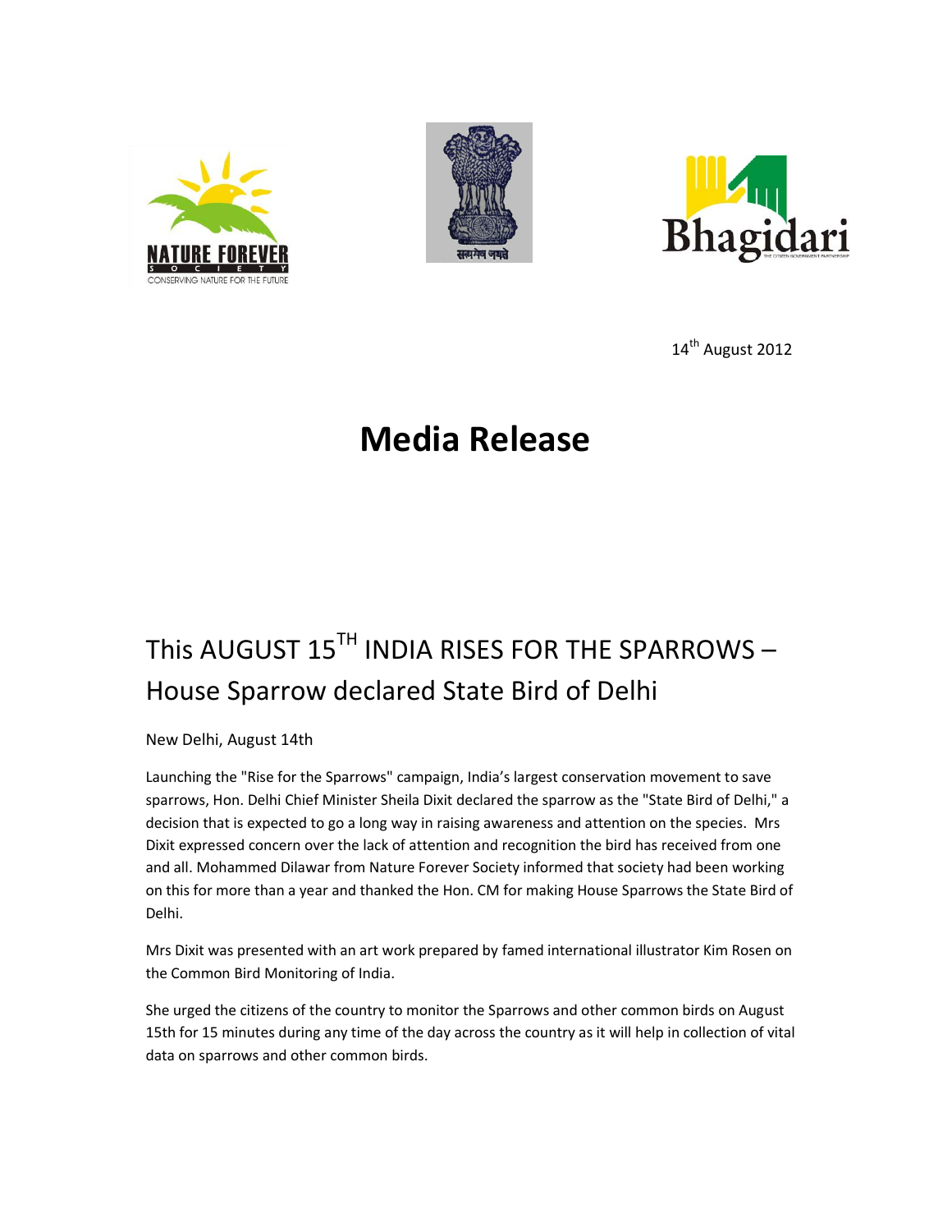14th August 2012

# Media Release

## This AUGUST 15TH INDIA RISES FOR THE SPARROWS – House Sparrow declared State Bird of Delhi

New Delhi, August 14th

Launching the "Rise for the Sparrows" campaign, India's largest conservation movement to save sparrows, Hon. Delhi Chief Minister Sheila Dixit declared the sparrow as the "State Bird of Delhi," a decision that is expected to go a long way in raising awareness and attention on the species. Mrs Dixit expressed concern over the lack of attention and recognition the bird has received from one and all. Mohammed Dilawar from Nature Forever Society informed that society had been working on this for more than a year and thanked the Hon. CM for making House Sparrows the State Bird of Delhi.

Mrs Dixit was presented with an art work prepared by famed international illustrator Kim Rosen on the Common Bird Monitoring of India.

She urged the citizens of the country to monitor the Sparrows and other common birds on August 15th for 15 minutes during any time of the day across the country as it will help in collection of vital data on sparrows and other common birds.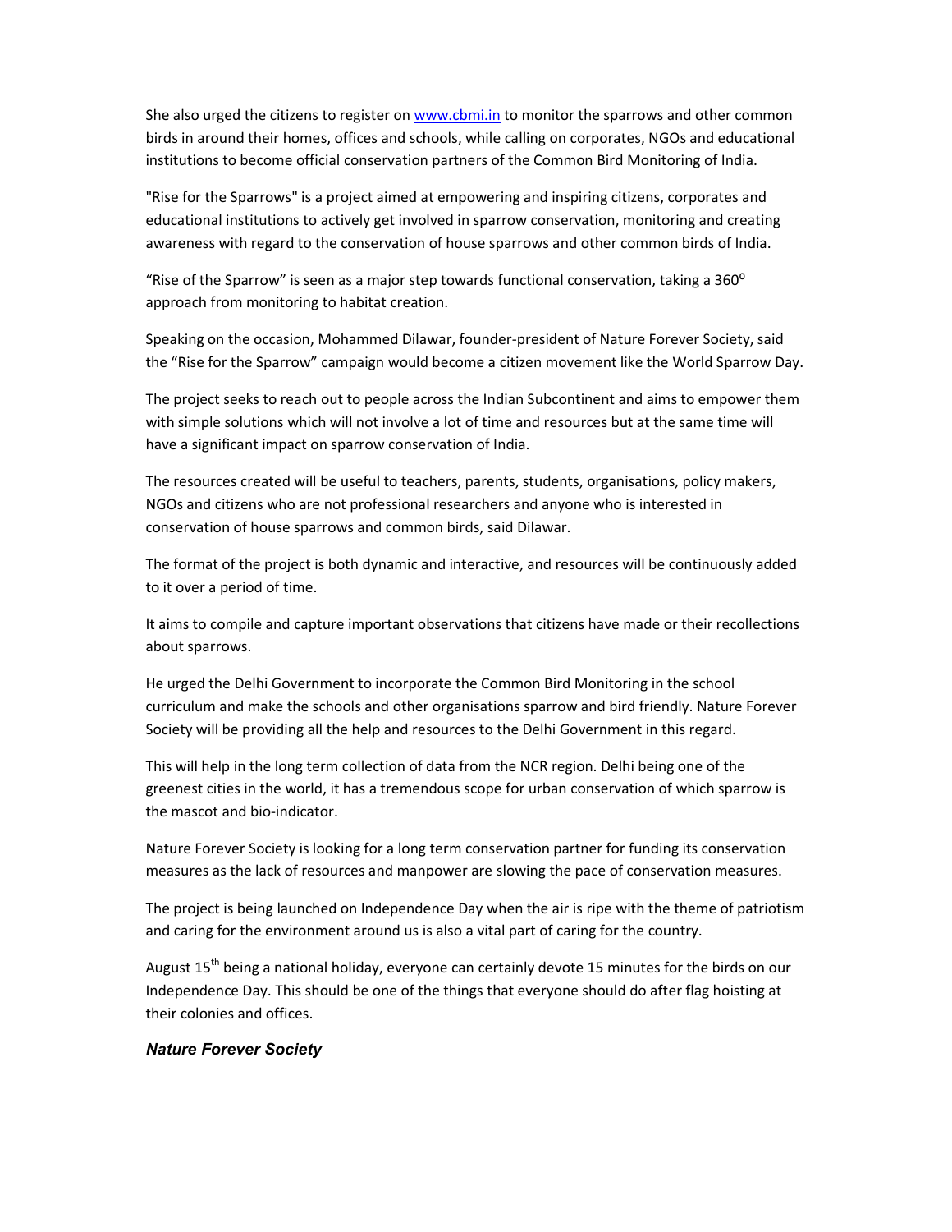She also urged the citizens to register on [www.cbmi.in](http://www.cbmi.in) to monitor the sparrows and other common birds in around their homes, offices and schools, while calling on corporates, NGOs and educational institutions to become official conservation partners of the Common Bird Monitoring of India.

"Rise for the Sparrows" is a project aimed at empowering and inspiring citizens, corporates and educational institutions to actively get involved in sparrow conservation, monitoring and creating awareness with regard to the conservation of house sparrows and other common birds of India.

“Rise of the Sparrow” is seen as a major step towards functional conservation, taking a 360$^{o}$ approach from monitoring to habitat creation.

Speaking on the occasion, Mohammed Dilawar, founder-president of Nature Forever Society, said the “Rise for the Sparrow” campaign would become a citizen movement like the World Sparrow Day.

The project seeks to reach out to people across the Indian Subcontinent and aims to empower them with simple solutions which will not involve a lot of time and resources but at the same time will have a significant impact on sparrow conservation of India.

The resources created will be useful to teachers, parents, students, organisations, policy makers, NGOs and citizens who are not professional researchers and anyone who is interested in conservation of house sparrows and common birds, said Dilawar.

The format of the project is both dynamic and interactive, and resources will be continuously added to it over a period of time.

It aims to compile and capture important observations that citizens have made or their recollections about sparrows.

He urged the Delhi Government to incorporate the Common Bird Monitoring in the school curriculum and make the schools and other organisations sparrow and bird friendly. Nature Forever Society will be providing all the help and resources to the Delhi Government in this regard.

This will help in the long term collection of data from the NCR region. Delhi being one of the greenest cities in the world, it has a tremendous scope for urban conservation of which sparrow is the mascot and bio-indicator.

Nature Forever Society is looking for a long term conservation partner for funding its conservation measures as the lack of resources and manpower are slowing the pace of conservation measures.

The project is being launched on Independence Day when the air is ripe with the theme of patriotism and caring for the environment around us is also a vital part of caring for the country.

August 15$^{th}$ being a national holiday, everyone can certainly devote 15 minutes for the birds on our Independence Day. This should be one of the things that everyone should do after flag hoisting at their colonies and offices.

***Nature Forever Society***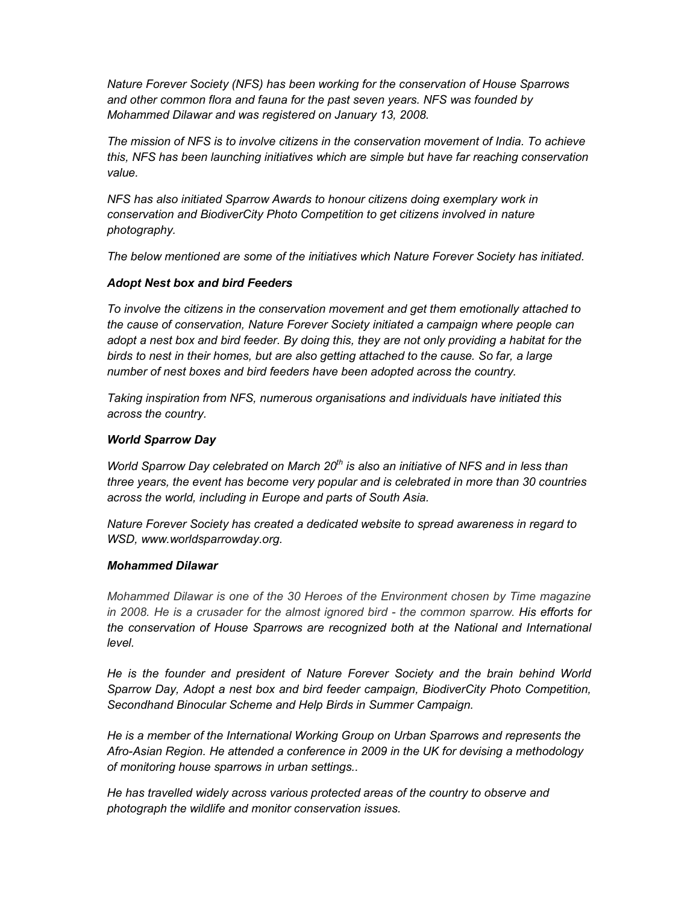*Nature Forever Society (NFS) has been working for the conservation of House Sparrows and other common flora and fauna for the past seven years. NFS was founded by Mohammed Dilawar and was registered on January 13, 2008.*

*The mission of NFS is to involve citizens in the conservation movement of India. To achieve this, NFS has been launching initiatives which are simple but have far reaching conservation value.*

*NFS has also initiated Sparrow Awards to honour citizens doing exemplary work in conservation and BiodiverCity Photo Competition to get citizens involved in nature photography.*

*The below mentioned are some of the initiatives which Nature Forever Society has initiated.*

***Adopt Nest box and bird Feeders***

*To involve the citizens in the conservation movement and get them emotionally attached to the cause of conservation, Nature Forever Society initiated a campaign where people can adopt a nest box and bird feeder. By doing this, they are not only providing a habitat for the birds to nest in their homes, but are also getting attached to the cause. So far, a large number of nest boxes and bird feeders have been adopted across the country.*

*Taking inspiration from NFS, numerous organisations and individuals have initiated this across the country.*

***World Sparrow Day***

*World Sparrow Day celebrated on March 20th is also an initiative of NFS and in less than three years, the event has become very popular and is celebrated in more than 30 countries across the world, including in Europe and parts of South Asia.*

*Nature Forever Society has created a dedicated website to spread awareness in regard to WSD, www.worldsparrowday.org.*

***Mohammed Dilawar***

*Mohammed Dilawar is one of the 30 Heroes of the Environment chosen by Time magazine in 2008. He is a crusader for the almost ignored bird - the common sparrow. His efforts for the conservation of House Sparrows are recognized both at the National and International level.*

*He is the founder and president of Nature Forever Society and the brain behind World Sparrow Day, Adopt a nest box and bird feeder campaign, BiodiverCity Photo Competition, Secondhand Binocular Scheme and Help Birds in Summer Campaign.*

*He is a member of the International Working Group on Urban Sparrows and represents the Afro-Asian Region. He attended a conference in 2009 in the UK for devising a methodology of monitoring house sparrows in urban settings..*

*He has travelled widely across various protected areas of the country to observe and photograph the wildlife and monitor conservation issues.*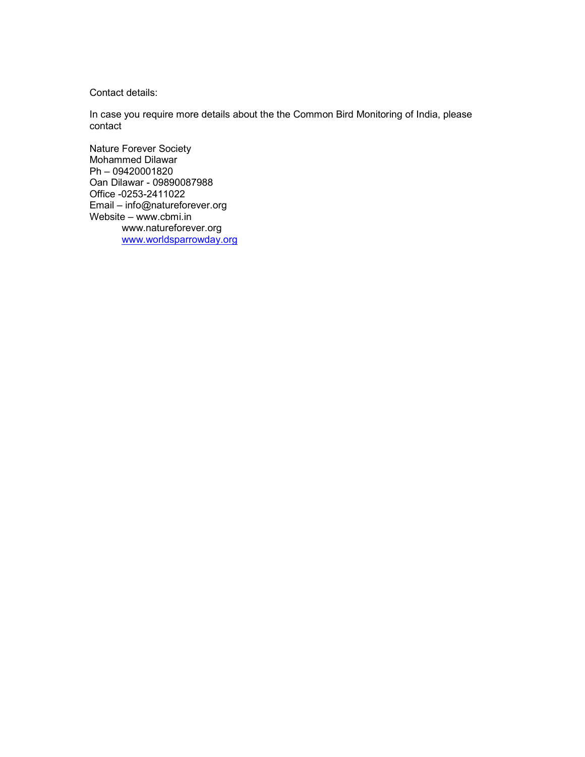Contact details:

In case you require more details about the the Common Bird Monitoring of India, please contact

Nature Forever Society  
Mohammed Dilawar  
Ph – 09420001820  
Oan Dilawar - 09890087988  
Office -0253-2411022  
Email – info@natureforever.org  
Website – www.cbmi.in  
www.natureforever.org  
www.worldsparrowday.org